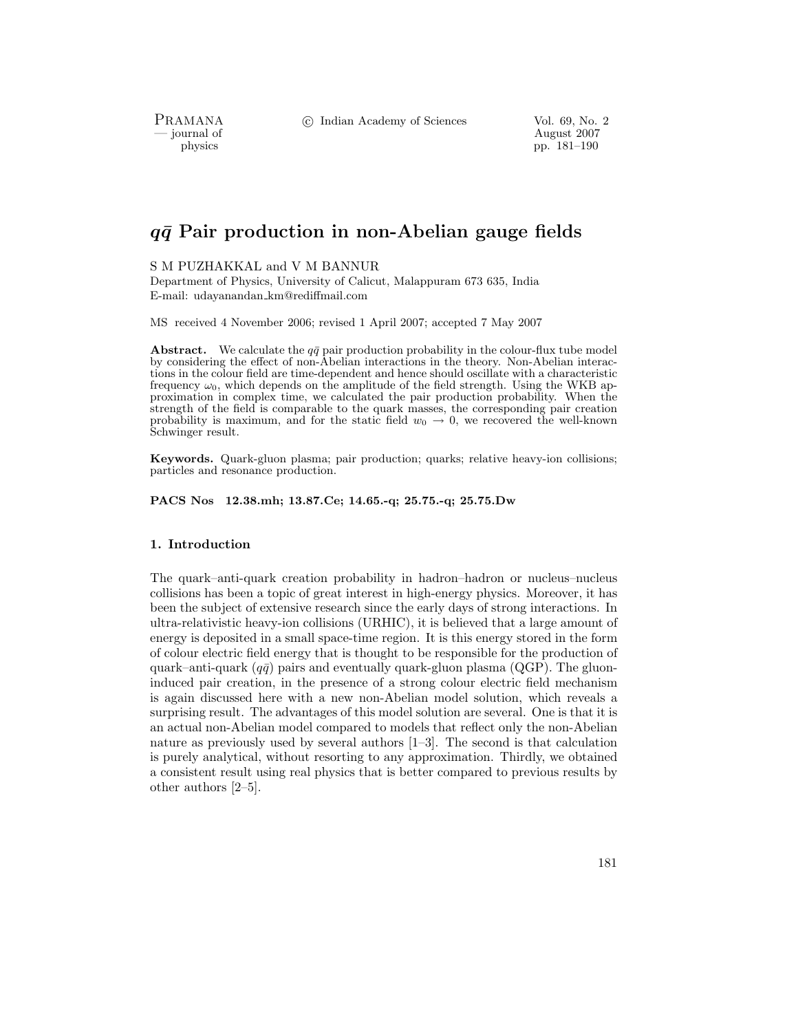# $q\bar{q}$ Pair production in non-Abelian gauge fields

S M PUZHAKKAL and V M BANNUR

Department of Physics, University of Calicut, Malappuram 673 635, India

E-mail: udayanandan_km@rediffmail.com

MS received 4 November 2006; revised 1 April 2007; accepted 7 May 2007

**Abstract.** We calculate the $q\bar{q}$ pair production probability in the colour-flux tube model by considering the effect of non-Abelian interactions in the theory. Non-Abelian interactions in the colour field are time-dependent and hence should oscillate with a characteristic frequency $\omega_0$, which depends on the amplitude of the field strength. Using the WKB approximation in complex time, we calculated the pair production probability. When the strength of the field is comparable to the quark masses, the corresponding pair creation probability is maximum, and for the static field $w_0 \to 0$, we recovered the well-known Schwinger result.

**Keywords.** Quark-gluon plasma; pair production; quarks; relative heavy-ion collisions; particles and resonance production.

**PACS Nos 12.38.mh; 13.87.Ce; 14.65.-q; 25.75.-q; 25.75.Dw**

## 1. Introduction

The quark–anti-quark creation probability in hadron–hadron or nucleus–nucleus collisions has been a topic of great interest in high-energy physics. Moreover, it has been the subject of extensive research since the early days of strong interactions. In ultra-relativistic heavy-ion collisions (URHIC), it is believed that a large amount of energy is deposited in a small space-time region. It is this energy stored in the form of colour electric field energy that is thought to be responsible for the production of quark–anti-quark ($q\bar{q}$) pairs and eventually quark-gluon plasma (QGP). The gluon-induced pair creation, in the presence of a strong colour electric field mechanism is again discussed here with a new non-Abelian model solution, which reveals a surprising result. The advantages of this model solution are several. One is that it is an actual non-Abelian model compared to models that reflect only the non-Abelian nature as previously used by several authors [1–3]. The second is that calculation is purely analytical, without resorting to any approximation. Thirdly, we obtained a consistent result using real physics that is better compared to previous results by other authors [2–5].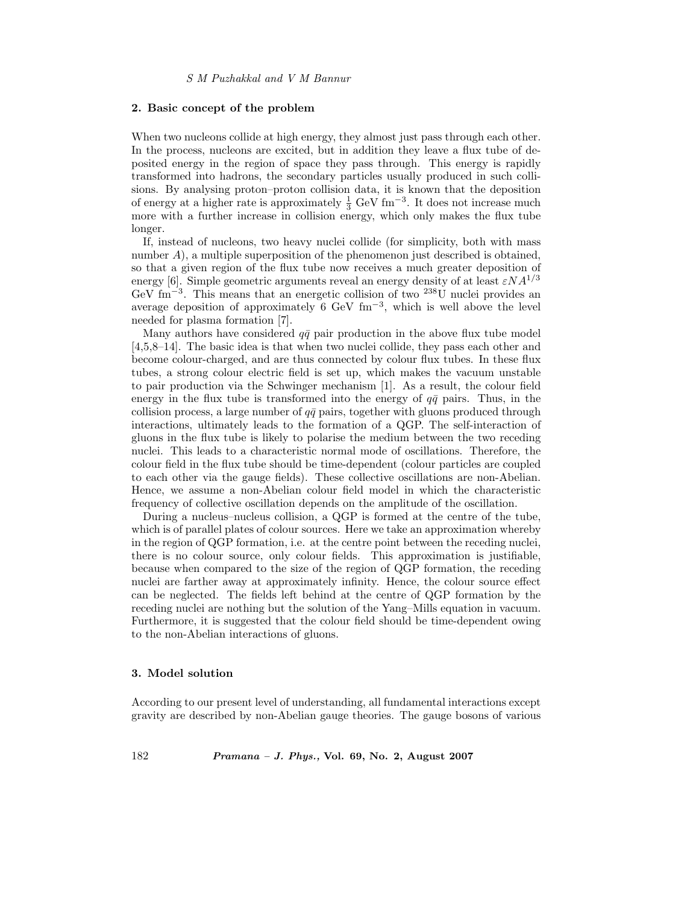## 2. Basic concept of the problem

When two nucleons collide at high energy, they almost just pass through each other. In the process, nucleons are excited, but in addition they leave a flux tube of deposited energy in the region of space they pass through. This energy is rapidly transformed into hadrons, the secondary particles usually produced in such collisions. By analysing proton–proton collision data, it is known that the deposition of energy at a higher rate is approximately $\frac{1}{3}$ GeV fm$^{-3}$. It does not increase much more with a further increase in collision energy, which only makes the flux tube longer.

If, instead of nucleons, two heavy nuclei collide (for simplicity, both with mass number $A$), a multiple superposition of the phenomenon just described is obtained, so that a given region of the flux tube now receives a much greater deposition of energy [6]. Simple geometric arguments reveal an energy density of at least $\varepsilon N A^{1/3}$ GeV fm$^{-3}$. This means that an energetic collision of two $^{238}$U nuclei provides an average deposition of approximately 6 GeV fm$^{-3}$, which is well above the level needed for plasma formation [7].

Many authors have considered $q\bar{q}$ pair production in the above flux tube model [4,5,8–14]. The basic idea is that when two nuclei collide, they pass each other and become colour-charged, and are thus connected by colour flux tubes. In these flux tubes, a strong colour electric field is set up, which makes the vacuum unstable to pair production via the Schwinger mechanism [1]. As a result, the colour field energy in the flux tube is transformed into the energy of $q\bar{q}$ pairs. Thus, in the collision process, a large number of $q\bar{q}$ pairs, together with gluons produced through interactions, ultimately leads to the formation of a QGP. The self-interaction of gluons in the flux tube is likely to polarise the medium between the two receding nuclei. This leads to a characteristic normal mode of oscillations. Therefore, the colour field in the flux tube should be time-dependent (colour particles are coupled to each other via the gauge fields). These collective oscillations are non-Abelian. Hence, we assume a non-Abelian colour field model in which the characteristic frequency of collective oscillation depends on the amplitude of the oscillation.

During a nucleus–nucleus collision, a QGP is formed at the centre of the tube, which is of parallel plates of colour sources. Here we take an approximation whereby in the region of QGP formation, i.e. at the centre point between the receding nuclei, there is no colour source, only colour fields. This approximation is justifiable, because when compared to the size of the region of QGP formation, the receding nuclei are farther away at approximately infinity. Hence, the colour source effect can be neglected. The fields left behind at the centre of QGP formation by the receding nuclei are nothing but the solution of the Yang–Mills equation in vacuum. Furthermore, it is suggested that the colour field should be time-dependent owing to the non-Abelian interactions of gluons.

## 3. Model solution

According to our present level of understanding, all fundamental interactions except gravity are described by non-Abelian gauge theories. The gauge bosons of various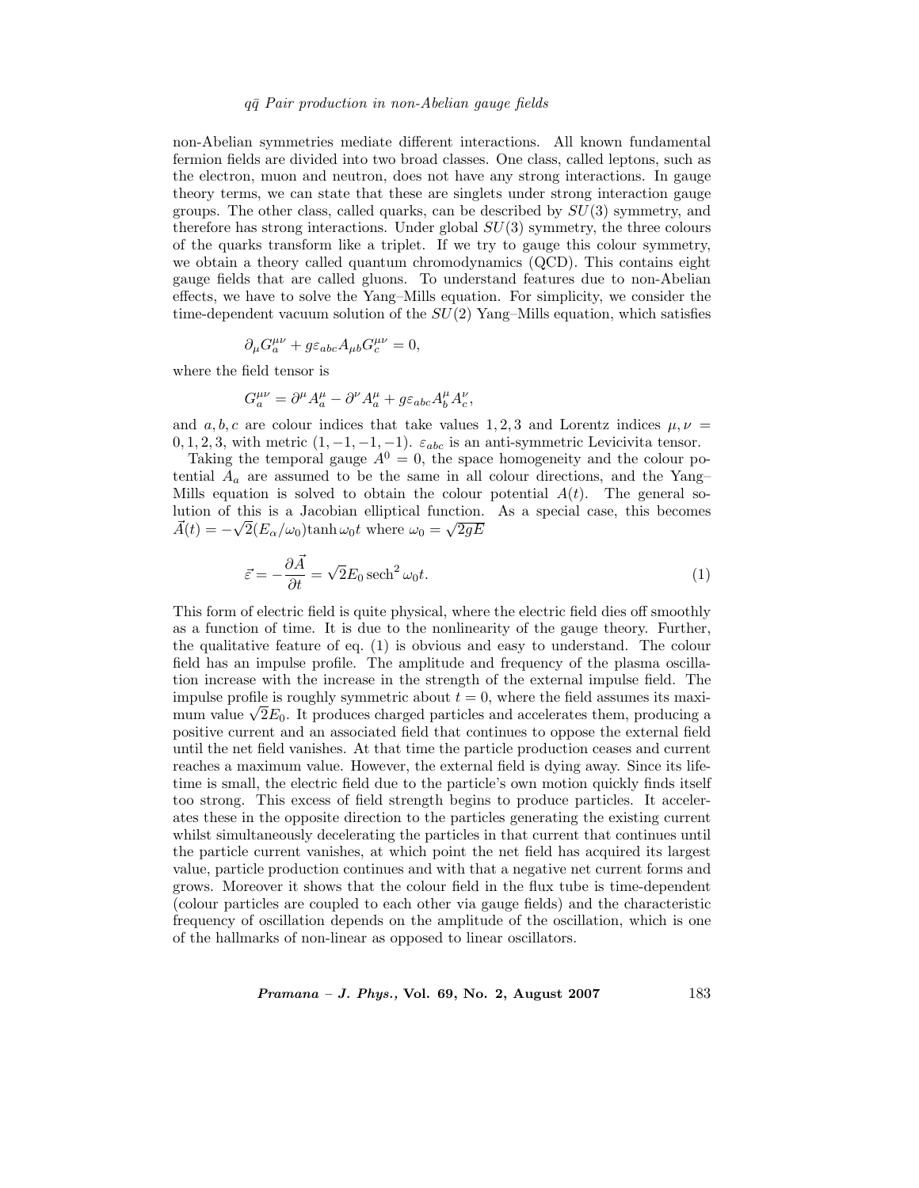non-Abelian symmetries mediate different interactions. All known fundamental fermion fields are divided into two broad classes. One class, called leptons, such as the electron, muon and neutron, does not have any strong interactions. In gauge theory terms, we can state that these are singlets under strong interaction gauge groups. The other class, called quarks, can be described by $SU(3)$ symmetry, and therefore has strong interactions. Under global $SU(3)$ symmetry, the three colours of the quarks transform like a triplet. If we try to gauge this colour symmetry, we obtain a theory called quantum chromodynamics (QCD). This contains eight gauge fields that are called gluons. To understand features due to non-Abelian effects, we have to solve the Yang–Mills equation. For simplicity, we consider the time-dependent vacuum solution of the $SU(2)$ Yang–Mills equation, which satisfies

$$\partial_\mu G_a^{\mu\nu} + g\varepsilon_{abc} A_{\mu b} G_c^{\mu\nu} = 0,$$

where the field tensor is

$$G_a^{\mu\nu} = \partial^\mu A_a^\mu - \partial^\nu A_a^\mu + g\varepsilon_{abc} A_b^\mu A_c^\nu,$$

and $a, b, c$ are colour indices that take values 1, 2, 3 and Lorentz indices $\mu, \nu = 0, 1, 2, 3$, with metric $(1, -1, -1, -1)$. $\varepsilon_{abc}$ is an anti-symmetric Levicivita tensor.

Taking the temporal gauge $A^0 = 0$, the space homogeneity and the colour potential $A_a$ are assumed to be the same in all colour directions, and the Yang–Mills equation is solved to obtain the colour potential $A(t)$. The general solution of this is a Jacobian elliptical function. As a special case, this becomes $\vec{A}(t) = -\sqrt{2}(E_\alpha/\omega_0)\tanh\omega_0 t$ where $\omega_0 = \sqrt{2gE}$

$$\vec{\varepsilon} = -\frac{\partial \vec{A}}{\partial t} = \sqrt{2}E_0 \,\mathrm{sech}^2\,\omega_0 t. \tag{1}$$

This form of electric field is quite physical, where the electric field dies off smoothly as a function of time. It is due to the nonlinearity of the gauge theory. Further, the qualitative feature of eq. (1) is obvious and easy to understand. The colour field has an impulse profile. The amplitude and frequency of the plasma oscillation increase with the increase in the strength of the external impulse field. The impulse profile is roughly symmetric about $t = 0$, where the field assumes its maximum value $\sqrt{2}E_0$. It produces charged particles and accelerates them, producing a positive current and an associated field that continues to oppose the external field until the net field vanishes. At that time the particle production ceases and current reaches a maximum value. However, the external field is dying away. Since its lifetime is small, the electric field due to the particle's own motion quickly finds itself too strong. This excess of field strength begins to produce particles. It accelerates these in the opposite direction to the particles generating the existing current whilst simultaneously decelerating the particles in that current that continues until the particle current vanishes, at which point the net field has acquired its largest value, particle production continues and with that a negative net current forms and grows. Moreover it shows that the colour field in the flux tube is time-dependent (colour particles are coupled to each other via gauge fields) and the characteristic frequency of oscillation depends on the amplitude of the oscillation, which is one of the hallmarks of non-linear as opposed to linear oscillators.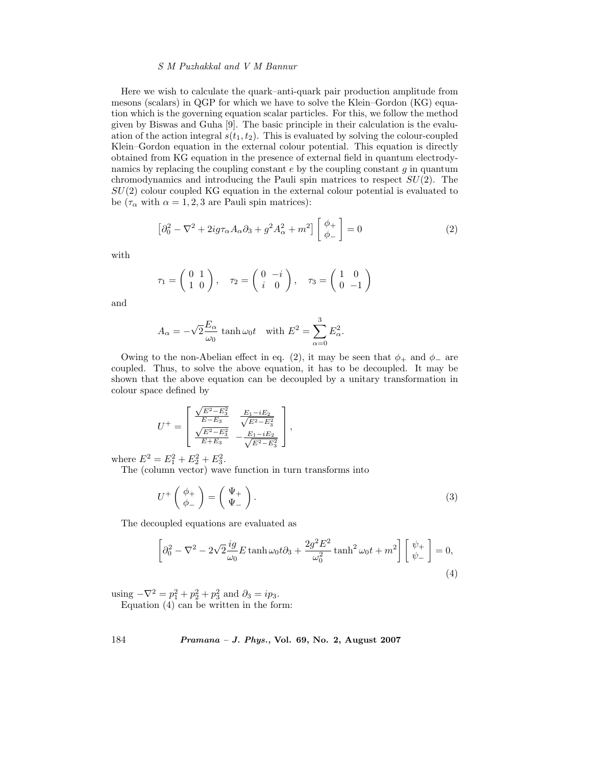Here we wish to calculate the quark–anti-quark pair production amplitude from mesons (scalars) in QGP for which we have to solve the Klein–Gordon (KG) equation which is the governing equation scalar particles. For this, we follow the method given by Biswas and Guha [9]. The basic principle in their calculation is the evaluation of the action integral $s(t_1, t_2)$. This is evaluated by solving the colour-coupled Klein–Gordon equation in the external colour potential. This equation is directly obtained from KG equation in the presence of external field in quantum electrodynamics by replacing the coupling constant $e$ by the coupling constant $g$ in quantum chromodynamics and introducing the Pauli spin matrices to respect $SU(2)$. The $SU(2)$ colour coupled KG equation in the external colour potential is evaluated to be ($\tau_\alpha$ with $\alpha = 1, 2, 3$ are Pauli spin matrices):

$$\left[\partial_0^2 - \nabla^2 + 2ig\tau_\alpha A_\alpha \partial_3 + g^2 A_\alpha^2 + m^2\right] \begin{bmatrix} \phi_+ \\ \phi_- \end{bmatrix} = 0 \tag{2}$$

with

$$\tau_1 = \begin{pmatrix} 0 & 1 \\ 1 & 0 \end{pmatrix}, \quad \tau_2 = \begin{pmatrix} 0 & -i \\ i & 0 \end{pmatrix}, \quad \tau_3 = \begin{pmatrix} 1 & 0 \\ 0 & -1 \end{pmatrix}$$

and

$$A_\alpha = -\sqrt{2}\frac{E_\alpha}{\omega_0} \tanh \omega_0 t \quad \text{with } E^2 = \sum_{\alpha=0}^{3} E_\alpha^2.$$

Owing to the non-Abelian effect in eq. (2), it may be seen that $\phi_+$ and $\phi_-$ are coupled. Thus, to solve the above equation, it has to be decoupled. It may be shown that the above equation can be decoupled by a unitary transformation in colour space defined by

$$U^+ = \begin{bmatrix} \frac{\sqrt{E^2 - E_3^2}}{E - E_3} & \frac{E_1 - iE_2}{\sqrt{E^2 - E_3^2}} \\ \frac{\sqrt{E^2 - E_3^2}}{E + E_3} & -\frac{E_1 - iE_2}{\sqrt{E^2 - E_3^2}} \end{bmatrix},$$

where $E^2 = E_1^2 + E_2^2 + E_3^2$.

The (column vector) wave function in turn transforms into

$$U^+ \begin{pmatrix} \phi_+ \\ \phi_- \end{pmatrix} = \begin{pmatrix} \Psi_+ \\ \Psi_- \end{pmatrix}. \tag{3}$$

The decoupled equations are evaluated as

$$\left[\partial_0^2 - \nabla^2 - 2\sqrt{2}\frac{ig}{\omega_0} E \tanh \omega_0 t \partial_3 + \frac{2g^2 E^2}{\omega_0^2} \tanh^2 \omega_0 t + m^2\right] \begin{bmatrix} \psi_+ \\ \psi_- \end{bmatrix} = 0, \tag{4}$$

using $-\nabla^2 = p_1^2 + p_2^2 + p_3^2$ and $\partial_3 = ip_3$.

Equation (4) can be written in the form: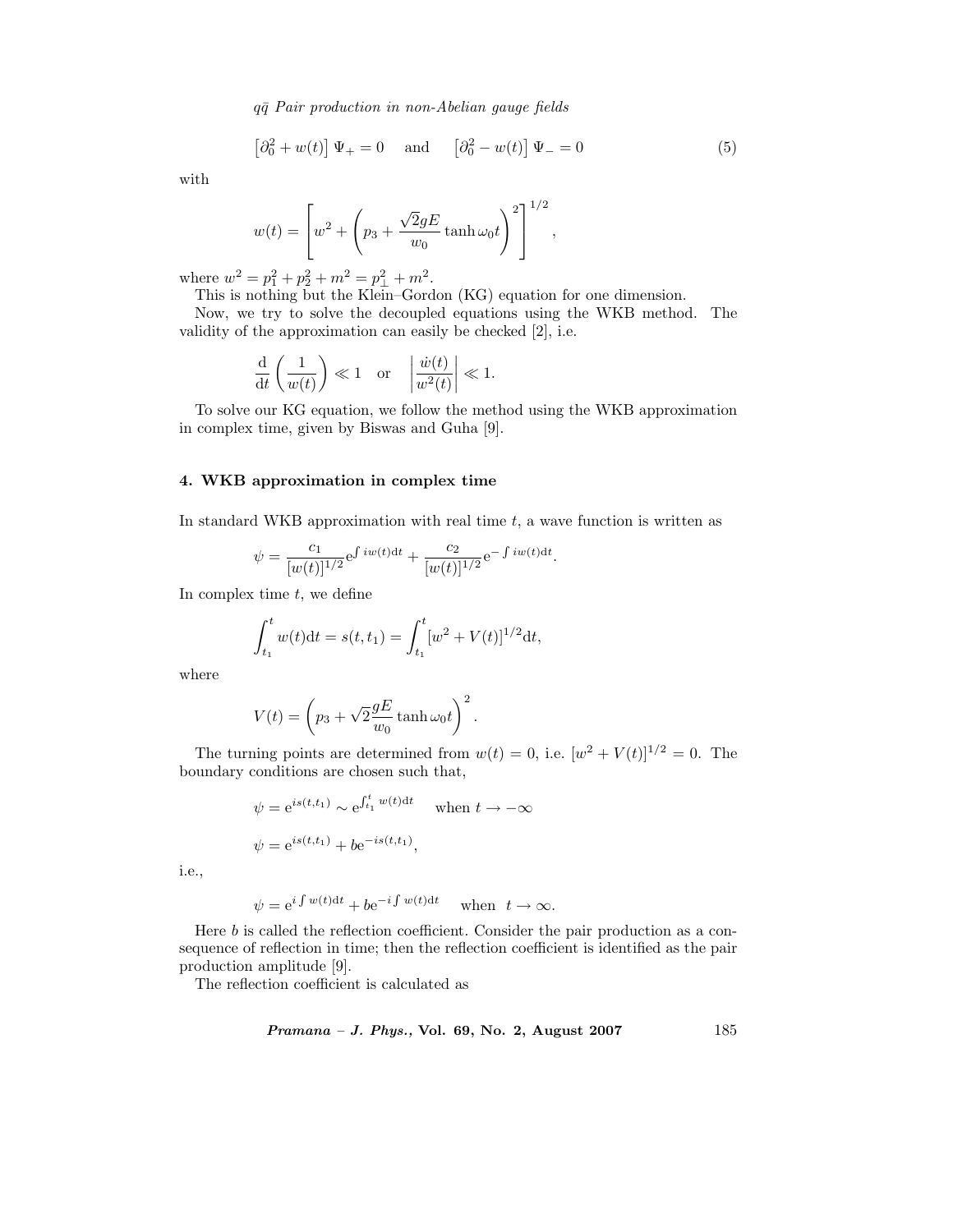$$\left[\partial_0^2 + w(t)\right]\Psi_+ = 0 \quad \text{and} \quad \left[\partial_0^2 - w(t)\right]\Psi_- = 0 \tag{5}$$

with

$$w(t) = \left[w^2 + \left(p_3 + \frac{\sqrt{2}gE}{w_0}\tanh\omega_0 t\right)^2\right]^{1/2},$$

where $w^2 = p_1^2 + p_2^2 + m^2 = p_\perp^2 + m^2$.

This is nothing but the Klein–Gordon (KG) equation for one dimension.

Now, we try to solve the decoupled equations using the WKB method. The validity of the approximation can easily be checked [2], i.e.

$$\frac{\mathrm{d}}{\mathrm{d}t}\left(\frac{1}{w(t)}\right) \ll 1 \quad \text{or} \quad \left|\frac{\dot{w}(t)}{w^2(t)}\right| \ll 1.$$

To solve our KG equation, we follow the method using the WKB approximation in complex time, given by Biswas and Guha [9].

## 4. WKB approximation in complex time

In standard WKB approximation with real time $t$, a wave function is written as

$$\psi = \frac{c_1}{[w(t)]^{1/2}}\mathrm{e}^{\int iw(t)\mathrm{d}t} + \frac{c_2}{[w(t)]^{1/2}}\mathrm{e}^{-\int iw(t)\mathrm{d}t}.$$

In complex time $t$, we define

$$\int_{t_1}^{t} w(t)\mathrm{d}t = s(t, t_1) = \int_{t_1}^{t}[w^2 + V(t)]^{1/2}\mathrm{d}t,$$

where

$$V(t) = \left(p_3 + \sqrt{2}\frac{gE}{w_0}\tanh\omega_0 t\right)^2.$$

The turning points are determined from $w(t) = 0$, i.e. $[w^2 + V(t)]^{1/2} = 0$. The boundary conditions are chosen such that,

$$\psi = \mathrm{e}^{is(t,t_1)} \sim \mathrm{e}^{\int_{t_1}^{t} w(t)\mathrm{d}t} \quad \text{when } t \to -\infty$$

$$\psi = \mathrm{e}^{is(t,t_1)} + b\mathrm{e}^{-is(t,t_1)},$$

i.e.,

$$\psi = \mathrm{e}^{i\int w(t)\mathrm{d}t} + b\mathrm{e}^{-i\int w(t)\mathrm{d}t} \quad \text{when } t \to \infty.$$

Here $b$ is called the reflection coefficient. Consider the pair production as a consequence of reflection in time; then the reflection coefficient is identified as the pair production amplitude [9].

The reflection coefficient is calculated as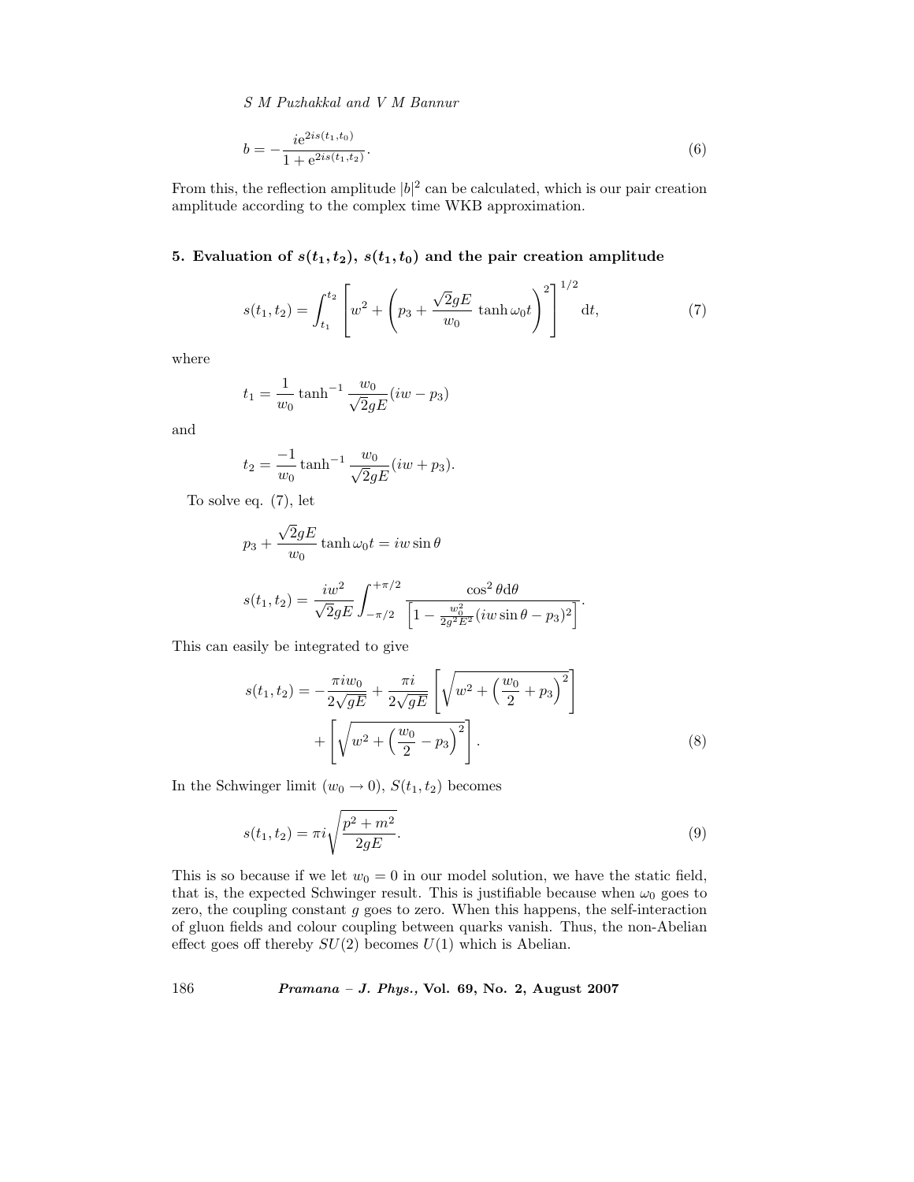$$b = -\frac{ie^{2is(t_1,t_0)}}{1 + e^{2is(t_1,t_2)}}. \tag{6}$$

From this, the reflection amplitude $|b|^2$ can be calculated, which is our pair creation amplitude according to the complex time WKB approximation.

## 5. Evaluation of $s(t_1, t_2)$, $s(t_1, t_0)$ and the pair creation amplitude

$$s(t_1, t_2) = \int_{t_1}^{t_2} \left[ w^2 + \left( p_3 + \frac{\sqrt{2}gE}{w_0} \tanh \omega_0 t \right)^2 \right]^{1/2} \mathrm{d}t, \tag{7}$$

where

$$t_1 = \frac{1}{w_0} \tanh^{-1} \frac{w_0}{\sqrt{2}gE}(iw - p_3)$$

and

$$t_2 = \frac{-1}{w_0} \tanh^{-1} \frac{w_0}{\sqrt{2}gE}(iw + p_3).$$

To solve eq. (7), let

$$p_3 + \frac{\sqrt{2}gE}{w_0} \tanh \omega_0 t = iw \sin\theta$$

$$s(t_1, t_2) = \frac{iw^2}{\sqrt{2}gE} \int_{-\pi/2}^{+\pi/2} \frac{\cos^2\theta \mathrm{d}\theta}{\left[1 - \frac{w_0^2}{2g^2E^2}(iw\sin\theta - p_3)^2\right]}.$$

This can easily be integrated to give

$$s(t_1, t_2) = -\frac{\pi i w_0}{2\sqrt{gE}} + \frac{\pi i}{2\sqrt{gE}} \left[ \sqrt{w^2 + \left(\frac{w_0}{2} + p_3\right)^2} \right] + \left[ \sqrt{w^2 + \left(\frac{w_0}{2} - p_3\right)^2} \right]. \tag{8}$$

In the Schwinger limit ($w_0 \to 0$), $S(t_1, t_2)$ becomes

$$s(t_1, t_2) = \pi i \sqrt{\frac{p^2 + m^2}{2gE}}. \tag{9}$$

This is so because if we let $w_0 = 0$ in our model solution, we have the static field, that is, the expected Schwinger result. This is justifiable because when $\omega_0$ goes to zero, the coupling constant $g$ goes to zero. When this happens, the self-interaction of gluon fields and colour coupling between quarks vanish. Thus, the non-Abelian effect goes off thereby $SU(2)$ becomes $U(1)$ which is Abelian.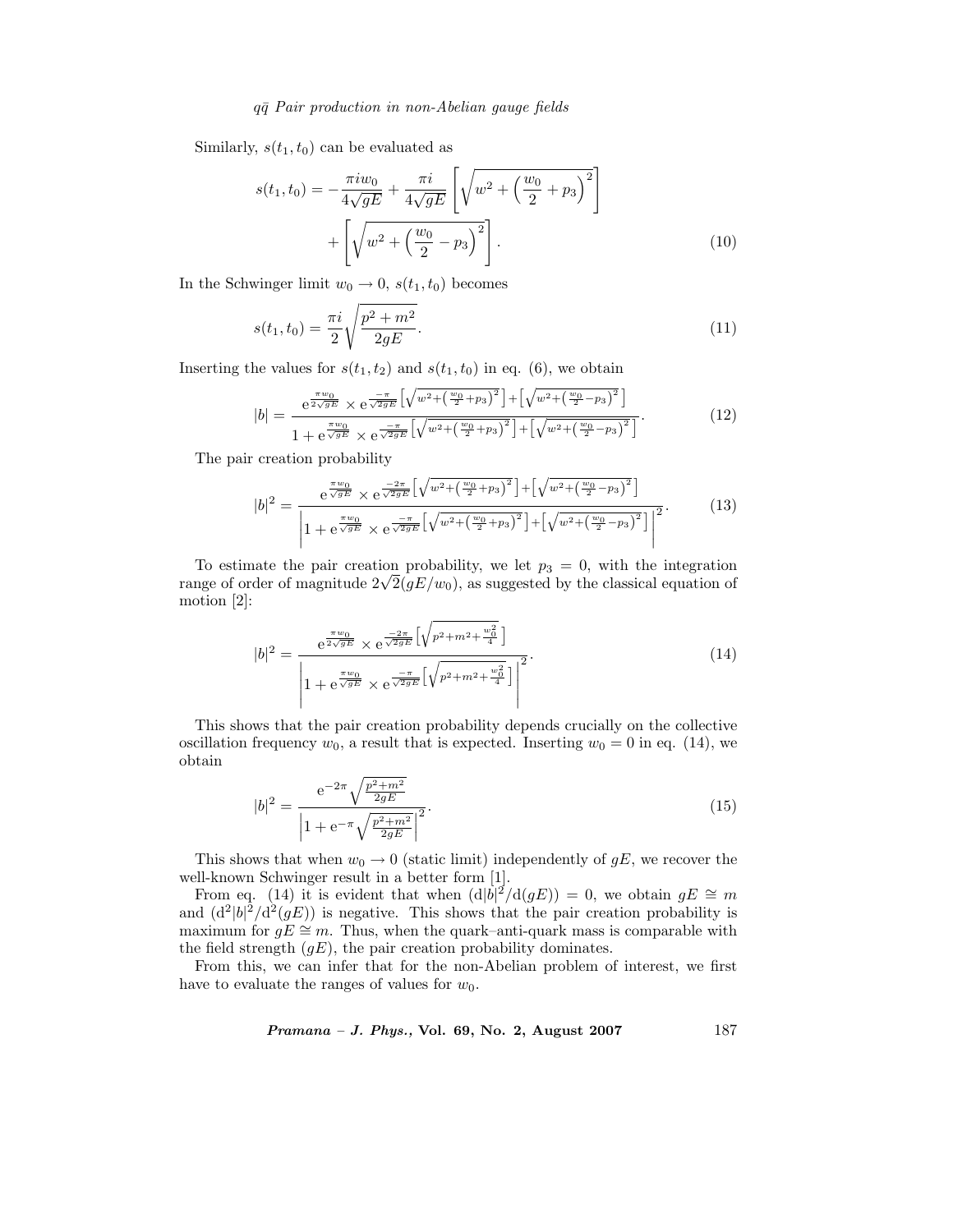Similarly, $s(t_1, t_0)$ can be evaluated as

$$s(t_1, t_0) = -\frac{\pi i w_0}{4\sqrt{gE}} + \frac{\pi i}{4\sqrt{gE}}\left[\sqrt{w^2 + \left(\frac{w_0}{2} + p_3\right)^2}\right] + \left[\sqrt{w^2 + \left(\frac{w_0}{2} - p_3\right)^2}\right]. \tag{10}$$

In the Schwinger limit $w_0 \to 0$, $s(t_1, t_0)$ becomes

$$s(t_1, t_0) = \frac{\pi i}{2}\sqrt{\frac{p^2 + m^2}{2gE}}. \tag{11}$$

Inserting the values for $s(t_1, t_2)$ and $s(t_1, t_0)$ in eq. (6), we obtain

$$|b| = \frac{\mathrm{e}^{\frac{\pi w_0}{2\sqrt{gE}}} \times \mathrm{e}^{\frac{-\pi}{\sqrt{2gE}}\left[\sqrt{w^2 + \left(\frac{w_0}{2} + p_3\right)^2}\right] + \left[\sqrt{w^2 + \left(\frac{w_0}{2} - p_3\right)^2}\right]}}{1 + \mathrm{e}^{\frac{\pi w_0}{\sqrt{gE}}} \times \mathrm{e}^{\frac{-\pi}{\sqrt{2gE}}\left[\sqrt{w^2 + \left(\frac{w_0}{2} + p_3\right)^2}\right] + \left[\sqrt{w^2 + \left(\frac{w_0}{2} - p_3\right)^2}\right]}}. \tag{12}$$

The pair creation probability

$$|b|^2 = \frac{\mathrm{e}^{\frac{\pi w_0}{\sqrt{gE}}} \times \mathrm{e}^{\frac{-2\pi}{\sqrt{2gE}}\left[\sqrt{w^2 + \left(\frac{w_0}{2} + p_3\right)^2}\right] + \left[\sqrt{w^2 + \left(\frac{w_0}{2} - p_3\right)^2}\right]}}{\left|1 + \mathrm{e}^{\frac{\pi w_0}{\sqrt{gE}}} \times \mathrm{e}^{\frac{-\pi}{\sqrt{2gE}}\left[\sqrt{w^2 + \left(\frac{w_0}{2} + p_3\right)^2}\right] + \left[\sqrt{w^2 + \left(\frac{w_0}{2} - p_3\right)^2}\right]}\right|^2}. \tag{13}$$

To estimate the pair creation probability, we let $p_3 = 0$, with the integration range of order of magnitude $2\sqrt{2}(gE/w_0)$, as suggested by the classical equation of motion [2]:

$$|b|^2 = \frac{\mathrm{e}^{\frac{\pi w_0}{2\sqrt{gE}}} \times \mathrm{e}^{\frac{-2\pi}{\sqrt{2gE}}\left[\sqrt{p^2 + m^2 + \frac{w_0^2}{4}}\right]}}{\left|1 + \mathrm{e}^{\frac{\pi w_0}{\sqrt{gE}}} \times \mathrm{e}^{\frac{-\pi}{\sqrt{2gE}}\left[\sqrt{p^2 + m^2 + \frac{w_0^2}{4}}\right]}\right|^2}. \tag{14}$$

This shows that the pair creation probability depends crucially on the collective oscillation frequency $w_0$, a result that is expected. Inserting $w_0 = 0$ in eq. (14), we obtain

$$|b|^2 = \frac{\mathrm{e}^{-2\pi\sqrt{\frac{p^2 + m^2}{2gE}}}}{\left|1 + \mathrm{e}^{-\pi\sqrt{\frac{p^2 + m^2}{2gE}}}\right|^2}. \tag{15}$$

This shows that when $w_0 \to 0$ (static limit) independently of $gE$, we recover the well-known Schwinger result in a better form [1].

From eq. (14) it is evident that when $(\mathrm{d}|b|^2/\mathrm{d}(gE)) = 0$, we obtain $gE \cong m$ and $(\mathrm{d}^2|b|^2/\mathrm{d}^2(gE))$ is negative. This shows that the pair creation probability is maximum for $gE \cong m$. Thus, when the quark–anti-quark mass is comparable with the field strength $(gE)$, the pair creation probability dominates.

From this, we can infer that for the non-Abelian problem of interest, we first have to evaluate the ranges of values for $w_0$.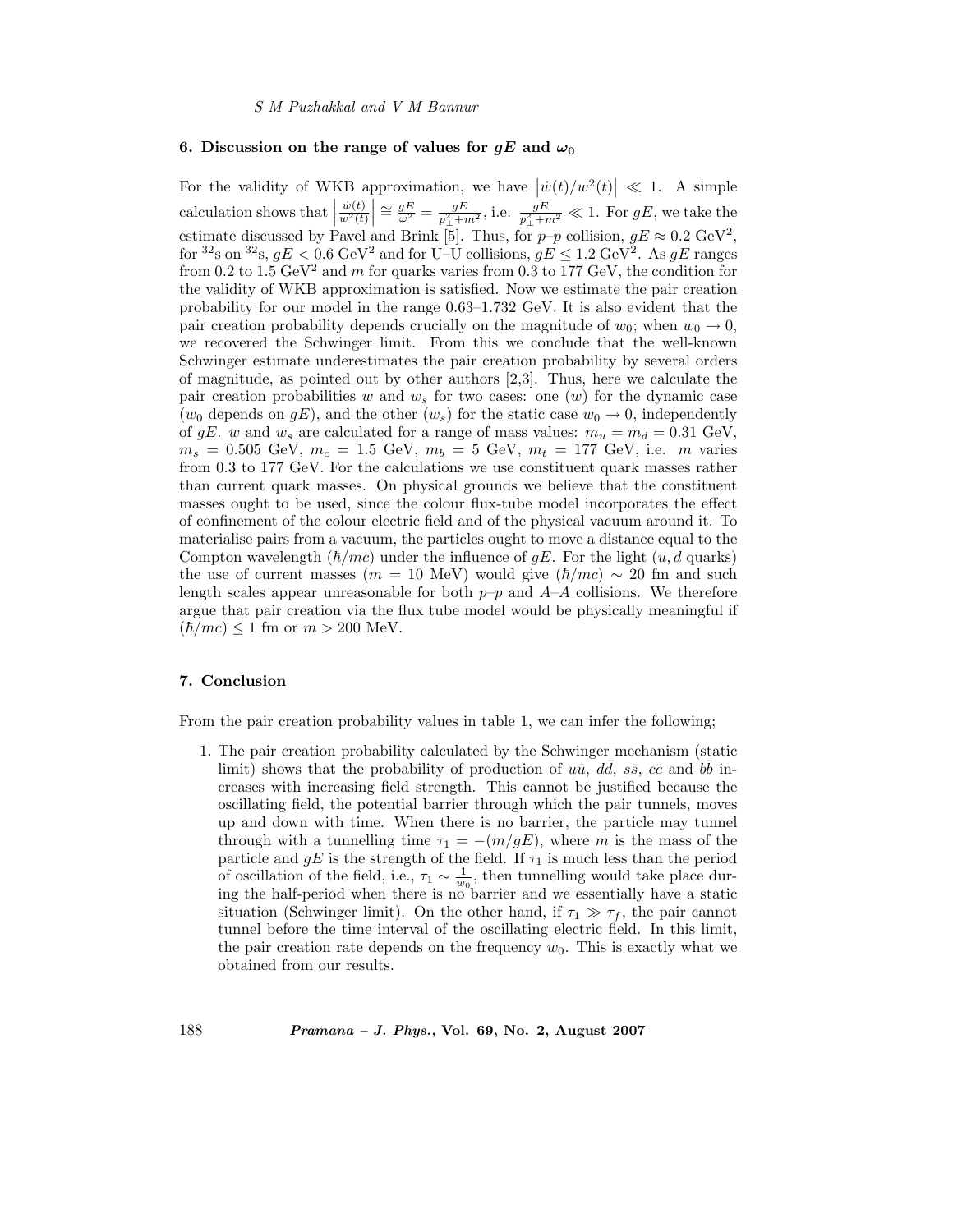## 6. Discussion on the range of values for $gE$ and $\omega_0$

For the validity of WKB approximation, we have $\left|\dot{w}(t)/w^2(t)\right| \ll 1$. A simple calculation shows that $\left|\frac{\dot{w}(t)}{w^2(t)}\right| \cong \frac{gE}{\omega^2} = \frac{gE}{p_\perp^2+m^2}$, i.e. $\frac{gE}{p_\perp^2+m^2} \ll 1$. For $gE$, we take the estimate discussed by Pavel and Brink [5]. Thus, for $p$–$p$ collision, $gE \approx 0.2$ GeV$^2$, for $^{32}$s on $^{32}$s, $gE < 0.6$ GeV$^2$ and for U–U collisions, $gE \leq 1.2$ GeV$^2$. As $gE$ ranges from 0.2 to 1.5 GeV$^2$ and $m$ for quarks varies from 0.3 to 177 GeV, the condition for the validity of WKB approximation is satisfied. Now we estimate the pair creation probability for our model in the range 0.63–1.732 GeV. It is also evident that the pair creation probability depends crucially on the magnitude of $w_0$; when $w_0 \to 0$, we recovered the Schwinger limit. From this we conclude that the well-known Schwinger estimate underestimates the pair creation probability by several orders of magnitude, as pointed out by other authors [2,3]. Thus, here we calculate the pair creation probabilities $w$ and $w_s$ for two cases: one ($w$) for the dynamic case ($w_0$ depends on $gE$), and the other ($w_s$) for the static case $w_0 \to 0$, independently of $gE$. $w$ and $w_s$ are calculated for a range of mass values: $m_u = m_d = 0.31$ GeV, $m_s = 0.505$ GeV, $m_c = 1.5$ GeV, $m_b = 5$ GeV, $m_t = 177$ GeV, i.e. $m$ varies from 0.3 to 177 GeV. For the calculations we use constituent quark masses rather than current quark masses. On physical grounds we believe that the constituent masses ought to be used, since the colour flux-tube model incorporates the effect of confinement of the colour electric field and of the physical vacuum around it. To materialise pairs from a vacuum, the particles ought to move a distance equal to the Compton wavelength $(\hbar/mc)$ under the influence of $gE$. For the light $(u, d$ quarks$)$ the use of current masses ($m = 10$ MeV) would give $(\hbar/mc) \sim 20$ fm and such length scales appear unreasonable for both $p$–$p$ and $A$–$A$ collisions. We therefore argue that pair creation via the flux tube model would be physically meaningful if $(\hbar/mc) \leq 1$ fm or $m > 200$ MeV.

## 7. Conclusion

From the pair creation probability values in table 1, we can infer the following;

1. The pair creation probability calculated by the Schwinger mechanism (static limit) shows that the probability of production of $u\bar{u}$, $d\bar{d}$, $s\bar{s}$, $c\bar{c}$ and $b\bar{b}$ increases with increasing field strength. This cannot be justified because the oscillating field, the potential barrier through which the pair tunnels, moves up and down with time. When there is no barrier, the particle may tunnel through with a tunnelling time $\tau_1 = -(m/gE)$, where $m$ is the mass of the particle and $gE$ is the strength of the field. If $\tau_1$ is much less than the period of oscillation of the field, i.e., $\tau_1 \sim \frac{1}{w_0}$, then tunnelling would take place during the half-period when there is no barrier and we essentially have a static situation (Schwinger limit). On the other hand, if $\tau_1 \gg \tau_f$, the pair cannot tunnel before the time interval of the oscillating electric field. In this limit, the pair creation rate depends on the frequency $w_0$. This is exactly what we obtained from our results.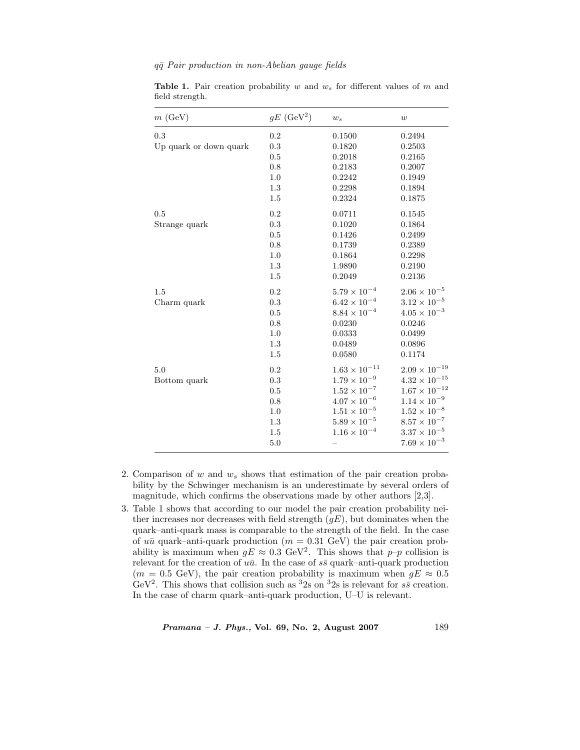**Table 1.** Pair creation probability $w$ and $w_s$ for different values of $m$ and field strength.

| $m$ (GeV) | $gE$ (GeV$^2$) | $w_s$ | $w$ |
|---|---|---|---|
| 0.3 | 0.2 | 0.1500 | 0.2494 |
| Up quark or down quark | 0.3 | 0.1820 | 0.2503 |
| | 0.5 | 0.2018 | 0.2165 |
| | 0.8 | 0.2183 | 0.2007 |
| | 1.0 | 0.2242 | 0.1949 |
| | 1.3 | 0.2298 | 0.1894 |
| | 1.5 | 0.2324 | 0.1875 |
| 0.5 | 0.2 | 0.0711 | 0.1545 |
| Strange quark | 0.3 | 0.1020 | 0.1864 |
| | 0.5 | 0.1426 | 0.2499 |
| | 0.8 | 0.1739 | 0.2389 |
| | 1.0 | 0.1864 | 0.2298 |
| | 1.3 | 1.9890 | 0.2190 |
| | 1.5 | 0.2049 | 0.2136 |
| 1.5 | 0.2 | $5.79 \times 10^{-4}$ | $2.06 \times 10^{-5}$ |
| Charm quark | 0.3 | $6.42 \times 10^{-4}$ | $3.12 \times 10^{-5}$ |
| | 0.5 | $8.84 \times 10^{-4}$ | $4.05 \times 10^{-3}$ |
| | 0.8 | 0.0230 | 0.0246 |
| | 1.0 | 0.0333 | 0.0499 |
| | 1.3 | 0.0489 | 0.0896 |
| | 1.5 | 0.0580 | 0.1174 |
| 5.0 | 0.2 | $1.63 \times 10^{-11}$ | $2.09 \times 10^{-19}$ |
| Bottom quark | 0.3 | $1.79 \times 10^{-9}$ | $4.32 \times 10^{-15}$ |
| | 0.5 | $1.52 \times 10^{-7}$ | $1.67 \times 10^{-12}$ |
| | 0.8 | $4.07 \times 10^{-6}$ | $1.14 \times 10^{-9}$ |
| | 1.0 | $1.51 \times 10^{-5}$ | $1.52 \times 10^{-8}$ |
| | 1.3 | $5.89 \times 10^{-5}$ | $8.57 \times 10^{-7}$ |
| | 1.5 | $1.16 \times 10^{-4}$ | $3.37 \times 10^{-5}$ |
| | 5.0 | – | $7.69 \times 10^{-3}$ |

2. Comparison of $w$ and $w_s$ shows that estimation of the pair creation probability by the Schwinger mechanism is an underestimate by several orders of magnitude, which confirms the observations made by other authors [2,3].
3. Table 1 shows that according to our model the pair creation probability neither increases nor decreases with field strength ($gE$), but dominates when the quark–anti-quark mass is comparable to the strength of the field. In the case of $u\bar{u}$ quark–anti-quark production ($m = 0.31$ GeV) the pair creation probability is maximum when $gE \approx 0.3$ GeV$^2$. This shows that $p$–$p$ collision is relevant for the creation of $u\bar{u}$. In the case of $s\bar{s}$ quark–anti-quark production ($m = 0.5$ GeV), the pair creation probability is maximum when $gE \approx 0.5$ GeV$^2$. This shows that collision such as $^3$2s on $^3$2s is relevant for $s\bar{s}$ creation. In the case of charm quark–anti-quark production, U–U is relevant.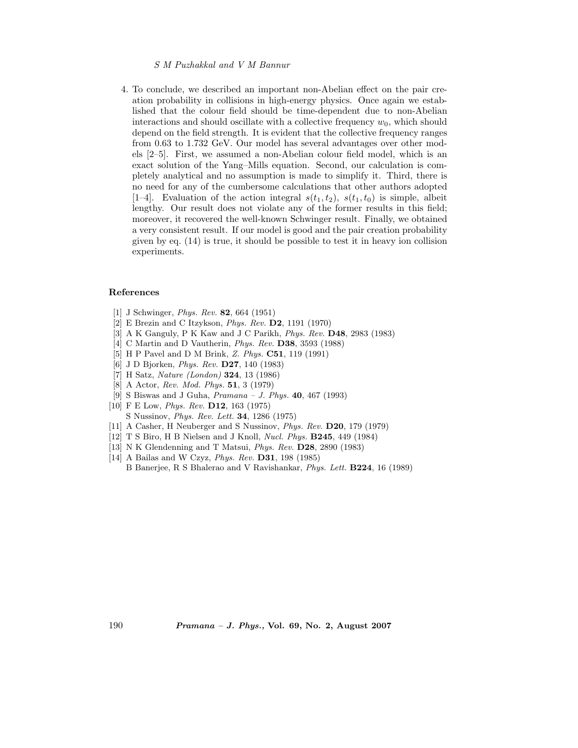4. To conclude, we described an important non-Abelian effect on the pair creation probability in collisions in high-energy physics. Once again we established that the colour field should be time-dependent due to non-Abelian interactions and should oscillate with a collective frequency $w_0$, which should depend on the field strength. It is evident that the collective frequency ranges from 0.63 to 1.732 GeV. Our model has several advantages over other models [2–5]. First, we assumed a non-Abelian colour field model, which is an exact solution of the Yang–Mills equation. Second, our calculation is completely analytical and no assumption is made to simplify it. Third, there is no need for any of the cumbersome calculations that other authors adopted [1–4]. Evaluation of the action integral $s(t_1, t_2)$, $s(t_1, t_0)$ is simple, albeit lengthy. Our result does not violate any of the former results in this field; moreover, it recovered the well-known Schwinger result. Finally, we obtained a very consistent result. If our model is good and the pair creation probability given by eq. (14) is true, it should be possible to test it in heavy ion collision experiments.

## References

[1] J Schwinger, *Phys. Rev.* **82**, 664 (1951)

[2] E Brezin and C Itzykson, *Phys. Rev.* **D2**, 1191 (1970)

[3] A K Ganguly, P K Kaw and J C Parikh, *Phys. Rev.* **D48**, 2983 (1983)

[4] C Martin and D Vautherin, *Phys. Rev.* **D38**, 3593 (1988)

[5] H P Pavel and D M Brink, *Z. Phys.* **C51**, 119 (1991)

[6] J D Bjorken, *Phys. Rev.* **D27**, 140 (1983)

[7] H Satz, *Nature (London)* **324**, 13 (1986)

[8] A Actor, *Rev. Mod. Phys.* **51**, 3 (1979)

[9] S Biswas and J Guha, *Pramana – J. Phys.* **40**, 467 (1993)

[10] F E Low, *Phys. Rev.* **D12**, 163 (1975)
S Nussinov, *Phys. Rev. Lett.* **34**, 1286 (1975)

[11] A Casher, H Neuberger and S Nussinov, *Phys. Rev.* **D20**, 179 (1979)

[12] T S Biro, H B Nielsen and J Knoll, *Nucl. Phys.* **B245**, 449 (1984)

[13] N K Glendenning and T Matsui, *Phys. Rev.* **D28**, 2890 (1983)

[14] A Bailas and W Czyz, *Phys. Rev.* **D31**, 198 (1985)
B Banerjee, R S Bhalerao and V Ravishankar, *Phys. Lett.* **B224**, 16 (1989)